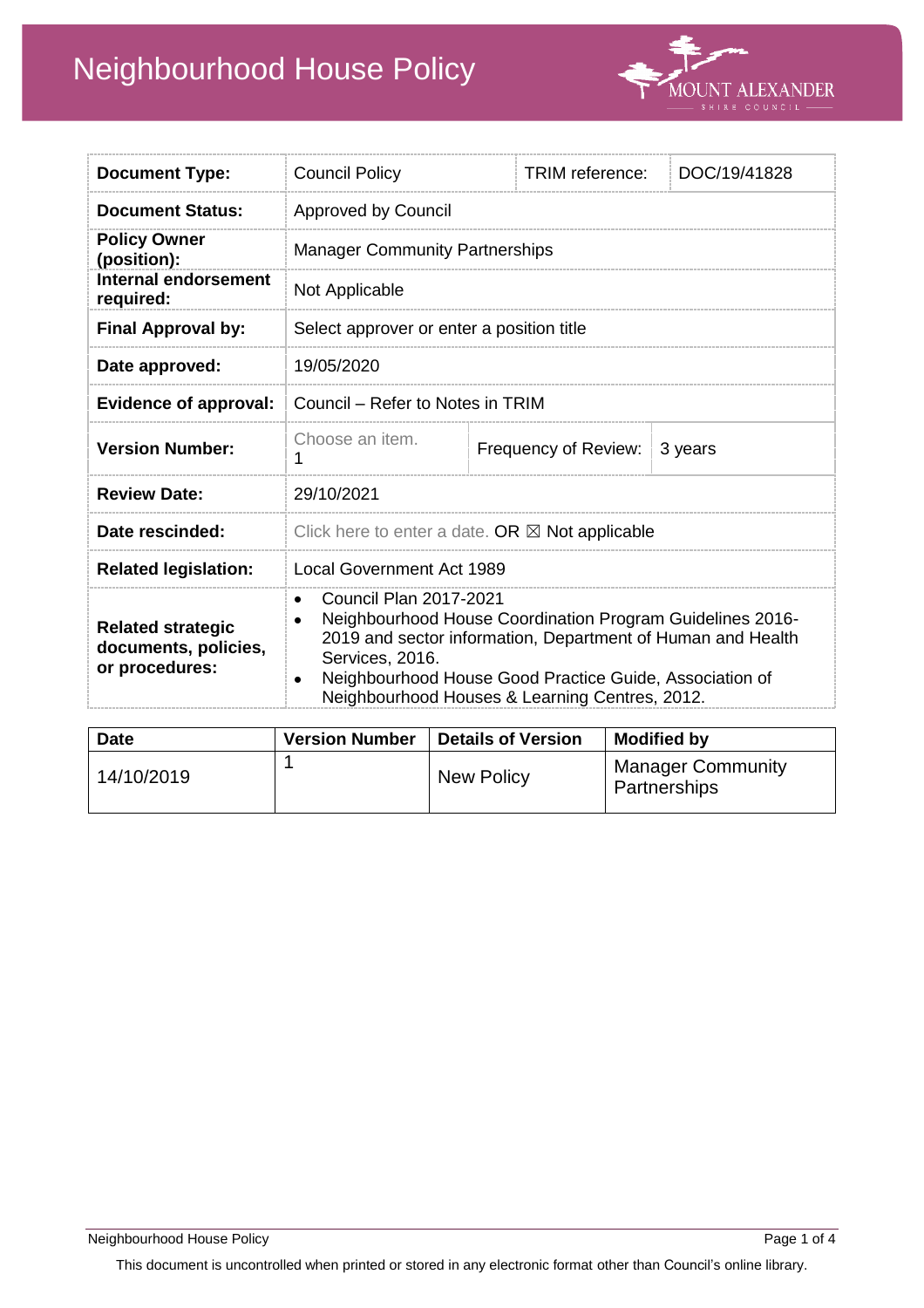# Neighbourhood House Policy

MOUNT ALEXANDER SHIRE COUNCIL

| **Document Type:** | Council Policy | TRIM reference: | DOC/19/41828 |
|---|---|---|---|
| **Document Status:** | Approved by Council | | |
| **Policy Owner (position):** | Manager Community Partnerships | | |
| **Internal endorsement required:** | Not Applicable | | |
| **Final Approval by:** | Select approver or enter a position title | | |
| **Date approved:** | 19/05/2020 | | |
| **Evidence of approval:** | Council – Refer to Notes in TRIM | | |
| **Version Number:** | Choose an item. 1 | Frequency of Review: | 3 years |
| **Review Date:** | 29/10/2021 | | |
| **Date rescinded:** | Click here to enter a date. OR ☒ Not applicable | | |
| **Related legislation:** | Local Government Act 1989 | | |
| **Related strategic documents, policies, or procedures:** | • Council Plan 2017-2021<br>• Neighbourhood House Coordination Program Guidelines 2016-2019 and sector information, Department of Human and Health Services, 2016.<br>• Neighbourhood House Good Practice Guide, Association of Neighbourhood Houses & Learning Centres, 2012. | | |

| Date | Version Number | Details of Version | Modified by |
|---|---|---|---|
| 14/10/2019 | 1 | New Policy | Manager Community Partnerships |

This document is uncontrolled when printed or stored in any electronic format other than Council's online library.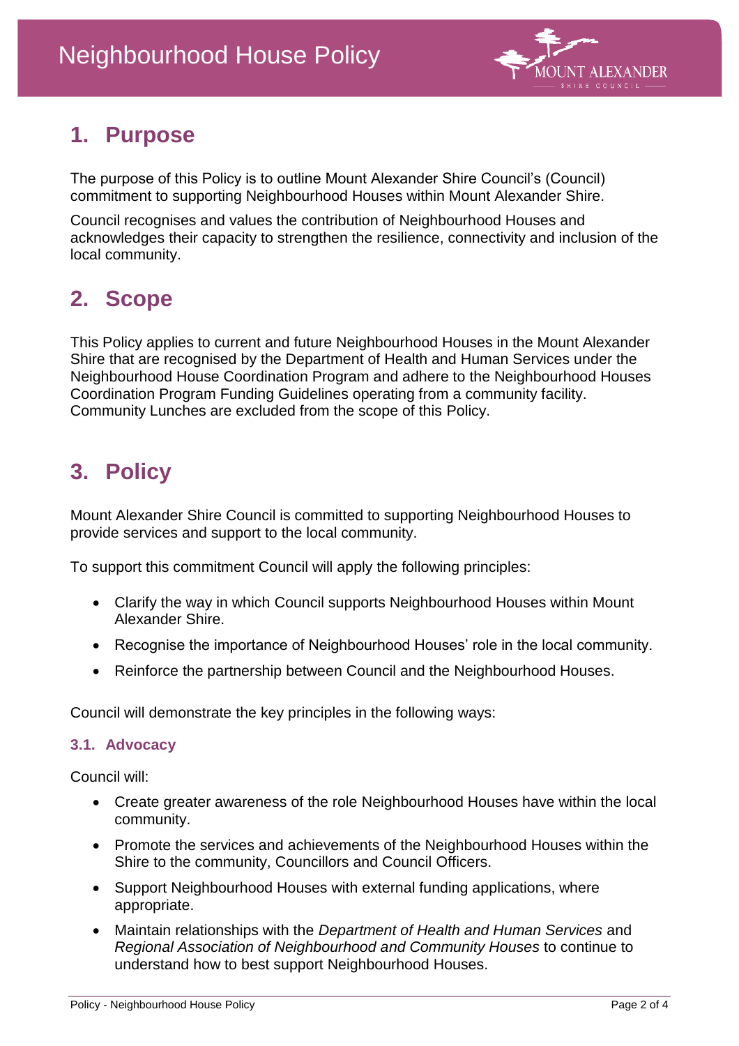## 1. Purpose

The purpose of this Policy is to outline Mount Alexander Shire Council's (Council) commitment to supporting Neighbourhood Houses within Mount Alexander Shire.

Council recognises and values the contribution of Neighbourhood Houses and acknowledges their capacity to strengthen the resilience, connectivity and inclusion of the local community.

## 2. Scope

This Policy applies to current and future Neighbourhood Houses in the Mount Alexander Shire that are recognised by the Department of Health and Human Services under the Neighbourhood House Coordination Program and adhere to the Neighbourhood Houses Coordination Program Funding Guidelines operating from a community facility. Community Lunches are excluded from the scope of this Policy.

## 3. Policy

Mount Alexander Shire Council is committed to supporting Neighbourhood Houses to provide services and support to the local community.

To support this commitment Council will apply the following principles:

- Clarify the way in which Council supports Neighbourhood Houses within Mount Alexander Shire.
- Recognise the importance of Neighbourhood Houses' role in the local community.
- Reinforce the partnership between Council and the Neighbourhood Houses.

Council will demonstrate the key principles in the following ways:

### 3.1. Advocacy

Council will:

- Create greater awareness of the role Neighbourhood Houses have within the local community.
- Promote the services and achievements of the Neighbourhood Houses within the Shire to the community, Councillors and Council Officers.
- Support Neighbourhood Houses with external funding applications, where appropriate.
- Maintain relationships with the *Department of Health and Human Services* and *Regional Association of Neighbourhood and Community Houses* to continue to understand how to best support Neighbourhood Houses.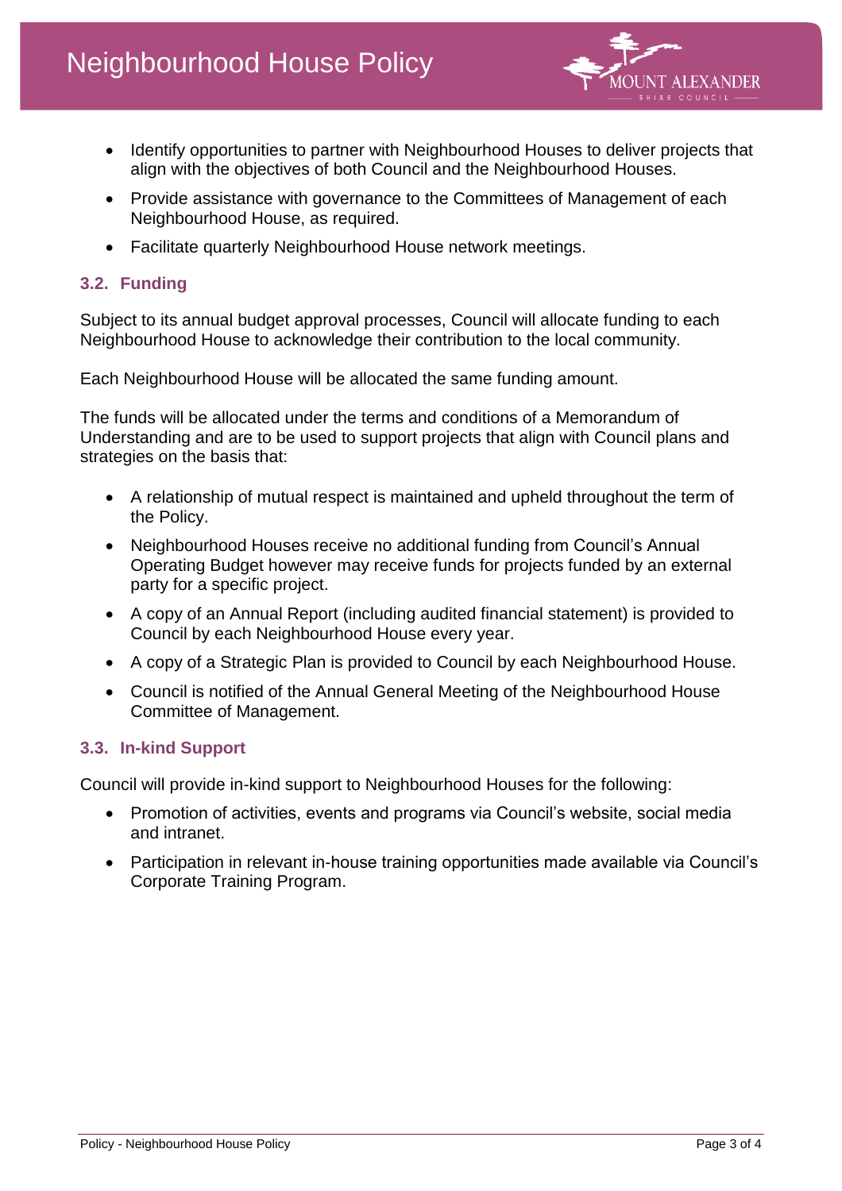- Identify opportunities to partner with Neighbourhood Houses to deliver projects that align with the objectives of both Council and the Neighbourhood Houses.
- Provide assistance with governance to the Committees of Management of each Neighbourhood House, as required.
- Facilitate quarterly Neighbourhood House network meetings.

### 3.2. Funding

Subject to its annual budget approval processes, Council will allocate funding to each Neighbourhood House to acknowledge their contribution to the local community.

Each Neighbourhood House will be allocated the same funding amount.

The funds will be allocated under the terms and conditions of a Memorandum of Understanding and are to be used to support projects that align with Council plans and strategies on the basis that:

- A relationship of mutual respect is maintained and upheld throughout the term of the Policy.
- Neighbourhood Houses receive no additional funding from Council's Annual Operating Budget however may receive funds for projects funded by an external party for a specific project.
- A copy of an Annual Report (including audited financial statement) is provided to Council by each Neighbourhood House every year.
- A copy of a Strategic Plan is provided to Council by each Neighbourhood House.
- Council is notified of the Annual General Meeting of the Neighbourhood House Committee of Management.

### 3.3. In-kind Support

Council will provide in-kind support to Neighbourhood Houses for the following:

- Promotion of activities, events and programs via Council's website, social media and intranet.
- Participation in relevant in-house training opportunities made available via Council's Corporate Training Program.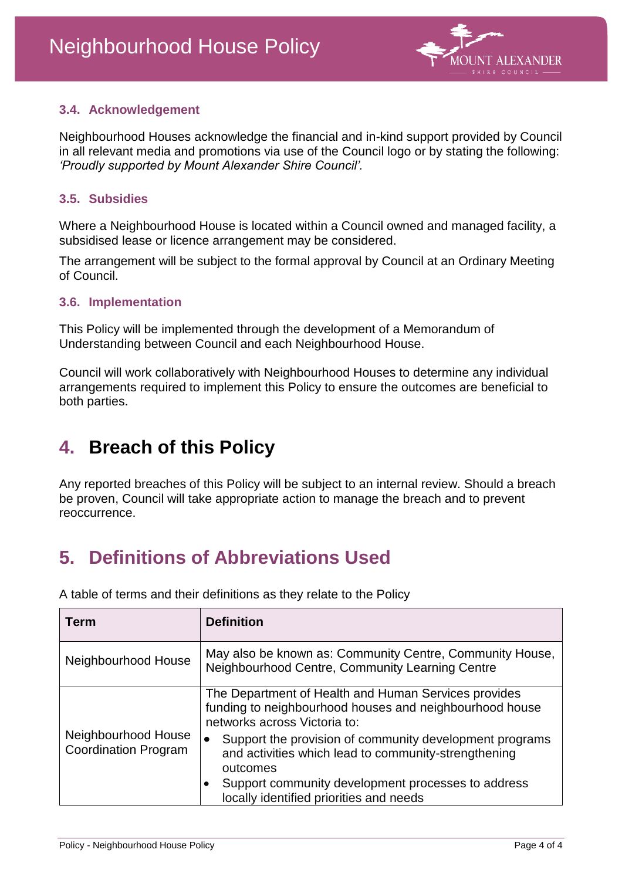### 3.4. Acknowledgement

Neighbourhood Houses acknowledge the financial and in-kind support provided by Council in all relevant media and promotions via use of the Council logo or by stating the following: *'Proudly supported by Mount Alexander Shire Council'.*

### 3.5. Subsidies

Where a Neighbourhood House is located within a Council owned and managed facility, a subsidised lease or licence arrangement may be considered.

The arrangement will be subject to the formal approval by Council at an Ordinary Meeting of Council.

### 3.6. Implementation

This Policy will be implemented through the development of a Memorandum of Understanding between Council and each Neighbourhood House.

Council will work collaboratively with Neighbourhood Houses to determine any individual arrangements required to implement this Policy to ensure the outcomes are beneficial to both parties.

## 4. Breach of this Policy

Any reported breaches of this Policy will be subject to an internal review. Should a breach be proven, Council will take appropriate action to manage the breach and to prevent reoccurrence.

## 5. Definitions of Abbreviations Used

A table of terms and their definitions as they relate to the Policy

| Term | Definition |
|---|---|
| Neighbourhood House | May also be known as: Community Centre, Community House, Neighbourhood Centre, Community Learning Centre |
| Neighbourhood House Coordination Program | The Department of Health and Human Services provides funding to neighbourhood houses and neighbourhood house networks across Victoria to:<br>• Support the provision of community development programs and activities which lead to community-strengthening outcomes<br>• Support community development processes to address locally identified priorities and needs |